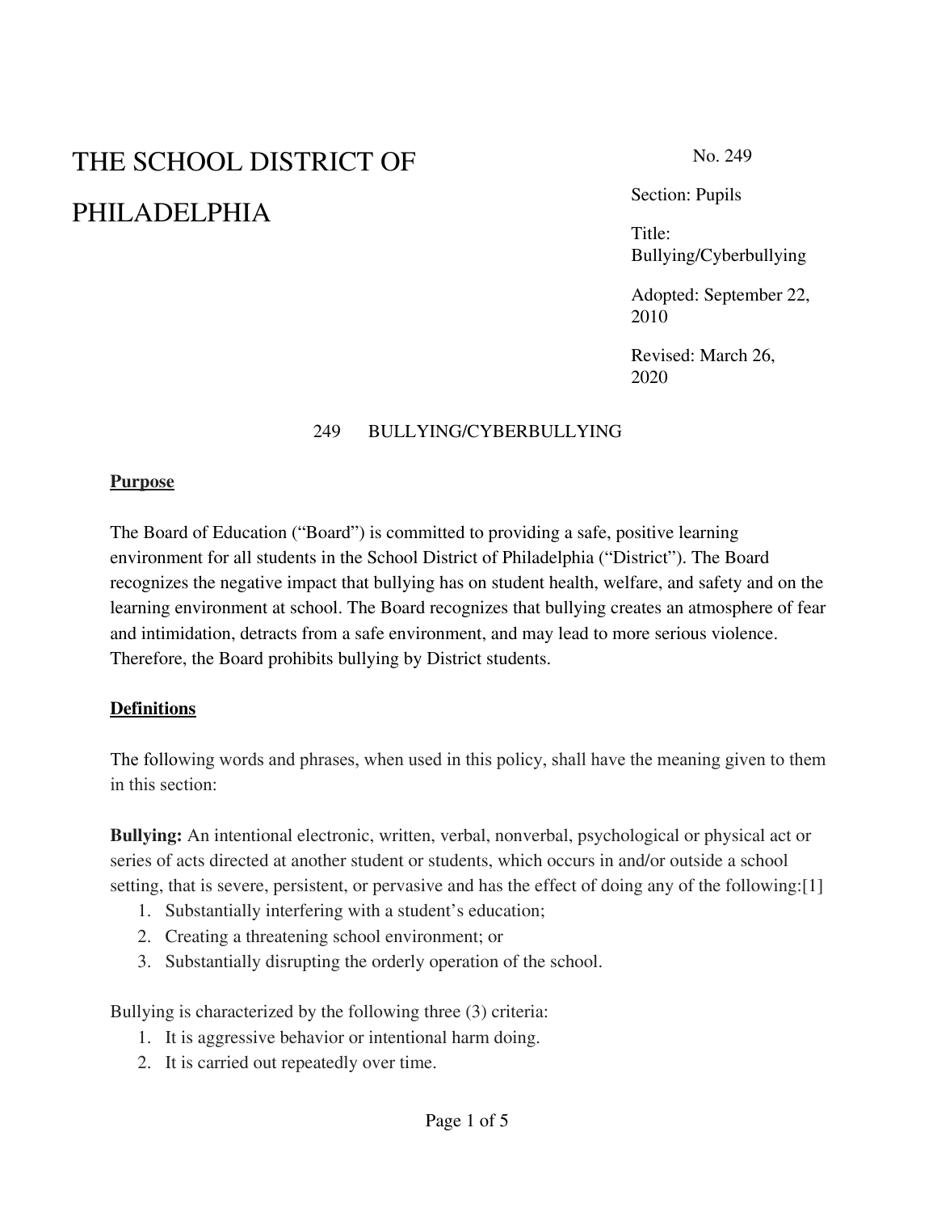# THE SCHOOL DISTRICT OF PHILADELPHIA

No. 249

Section: Pupils

Title: Bullying/Cyberbullying

Adopted: September 22, 2010

Revised: March 26, 2020

## 249 BULLYING/CYBERBULLYING

**Purpose**

The Board of Education ("Board") is committed to providing a safe, positive learning environment for all students in the School District of Philadelphia ("District"). The Board recognizes the negative impact that bullying has on student health, welfare, and safety and on the learning environment at school. The Board recognizes that bullying creates an atmosphere of fear and intimidation, detracts from a safe environment, and may lead to more serious violence. Therefore, the Board prohibits bullying by District students.

**Definitions**

The following words and phrases, when used in this policy, shall have the meaning given to them in this section:

**Bullying:** An intentional electronic, written, verbal, nonverbal, psychological or physical act or series of acts directed at another student or students, which occurs in and/or outside a school setting, that is severe, persistent, or pervasive and has the effect of doing any of the following:[1]

1. Substantially interfering with a student's education;
2. Creating a threatening school environment; or
3. Substantially disrupting the orderly operation of the school.

Bullying is characterized by the following three (3) criteria:

1. It is aggressive behavior or intentional harm doing.
2. It is carried out repeatedly over time.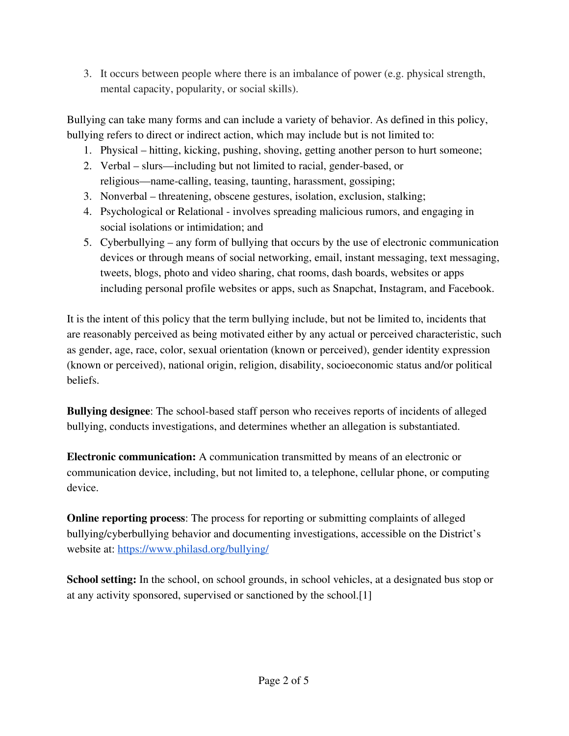3. It occurs between people where there is an imbalance of power (e.g. physical strength, mental capacity, popularity, or social skills).

Bullying can take many forms and can include a variety of behavior. As defined in this policy, bullying refers to direct or indirect action, which may include but is not limited to:

1. Physical – hitting, kicking, pushing, shoving, getting another person to hurt someone;
2. Verbal – slurs—including but not limited to racial, gender-based, or religious—name-calling, teasing, taunting, harassment, gossiping;
3. Nonverbal – threatening, obscene gestures, isolation, exclusion, stalking;
4. Psychological or Relational - involves spreading malicious rumors, and engaging in social isolations or intimidation; and
5. Cyberbullying – any form of bullying that occurs by the use of electronic communication devices or through means of social networking, email, instant messaging, text messaging, tweets, blogs, photo and video sharing, chat rooms, dash boards, websites or apps including personal profile websites or apps, such as Snapchat, Instagram, and Facebook.

It is the intent of this policy that the term bullying include, but not be limited to, incidents that are reasonably perceived as being motivated either by any actual or perceived characteristic, such as gender, age, race, color, sexual orientation (known or perceived), gender identity expression (known or perceived), national origin, religion, disability, socioeconomic status and/or political beliefs.

**Bullying designee**: The school-based staff person who receives reports of incidents of alleged bullying, conducts investigations, and determines whether an allegation is substantiated.

**Electronic communication:** A communication transmitted by means of an electronic or communication device, including, but not limited to, a telephone, cellular phone, or computing device.

**Online reporting process**: The process for reporting or submitting complaints of alleged bullying/cyberbullying behavior and documenting investigations, accessible on the District's website at: [https://www.philasd.org/bullying/](https://www.philasd.org/bullying/)

**School setting:** In the school, on school grounds, in school vehicles, at a designated bus stop or at any activity sponsored, supervised or sanctioned by the school.[1]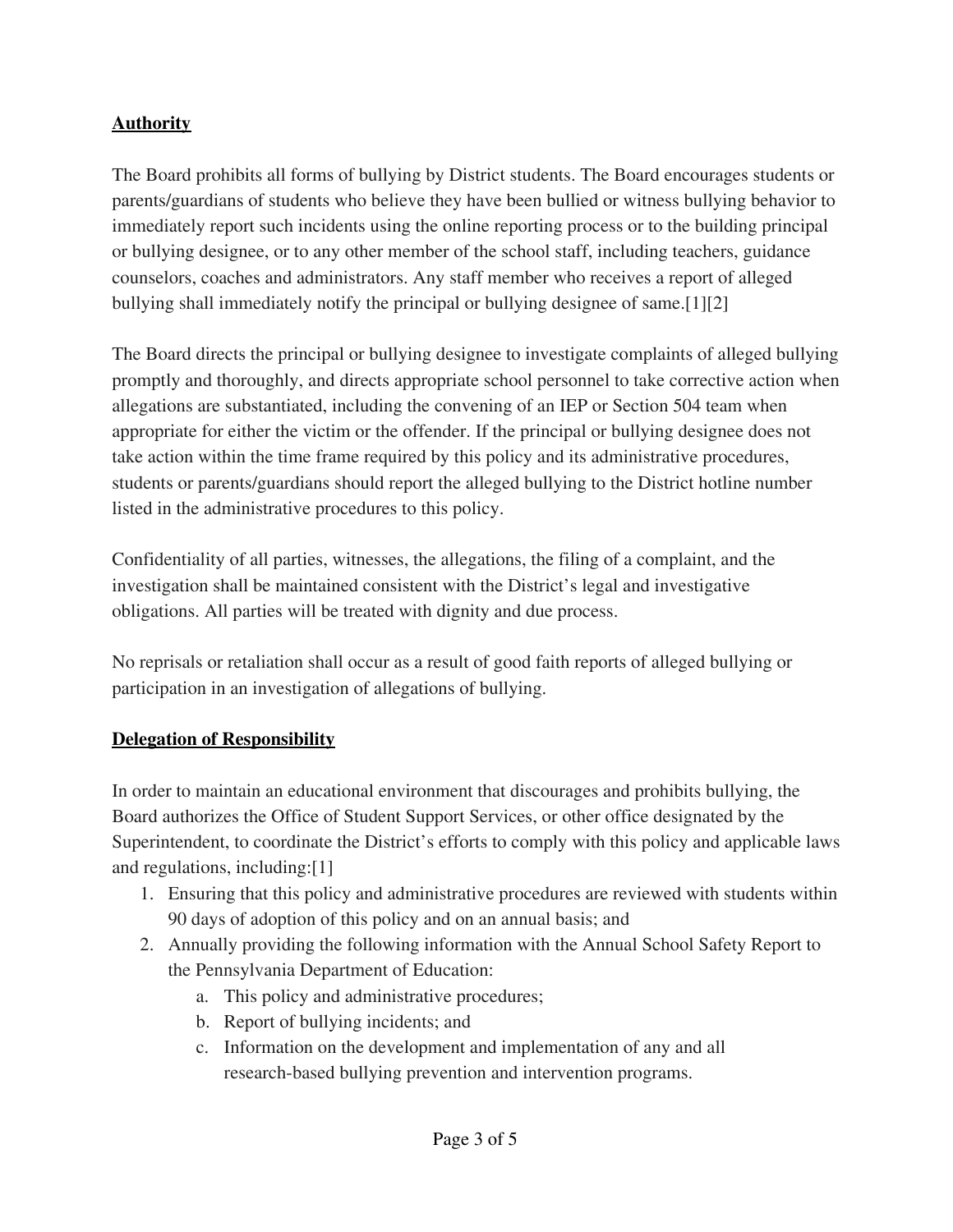## Authority

The Board prohibits all forms of bullying by District students. The Board encourages students or parents/guardians of students who believe they have been bullied or witness bullying behavior to immediately report such incidents using the online reporting process or to the building principal or bullying designee, or to any other member of the school staff, including teachers, guidance counselors, coaches and administrators. Any staff member who receives a report of alleged bullying shall immediately notify the principal or bullying designee of same.[1][2]

The Board directs the principal or bullying designee to investigate complaints of alleged bullying promptly and thoroughly, and directs appropriate school personnel to take corrective action when allegations are substantiated, including the convening of an IEP or Section 504 team when appropriate for either the victim or the offender. If the principal or bullying designee does not take action within the time frame required by this policy and its administrative procedures, students or parents/guardians should report the alleged bullying to the District hotline number listed in the administrative procedures to this policy.

Confidentiality of all parties, witnesses, the allegations, the filing of a complaint, and the investigation shall be maintained consistent with the District's legal and investigative obligations. All parties will be treated with dignity and due process.

No reprisals or retaliation shall occur as a result of good faith reports of alleged bullying or participation in an investigation of allegations of bullying.

## Delegation of Responsibility

In order to maintain an educational environment that discourages and prohibits bullying, the Board authorizes the Office of Student Support Services, or other office designated by the Superintendent, to coordinate the District's efforts to comply with this policy and applicable laws and regulations, including:[1]

1. Ensuring that this policy and administrative procedures are reviewed with students within 90 days of adoption of this policy and on an annual basis; and
2. Annually providing the following information with the Annual School Safety Report to the Pennsylvania Department of Education:
    a. This policy and administrative procedures;
    b. Report of bullying incidents; and
    c. Information on the development and implementation of any and all research-based bullying prevention and intervention programs.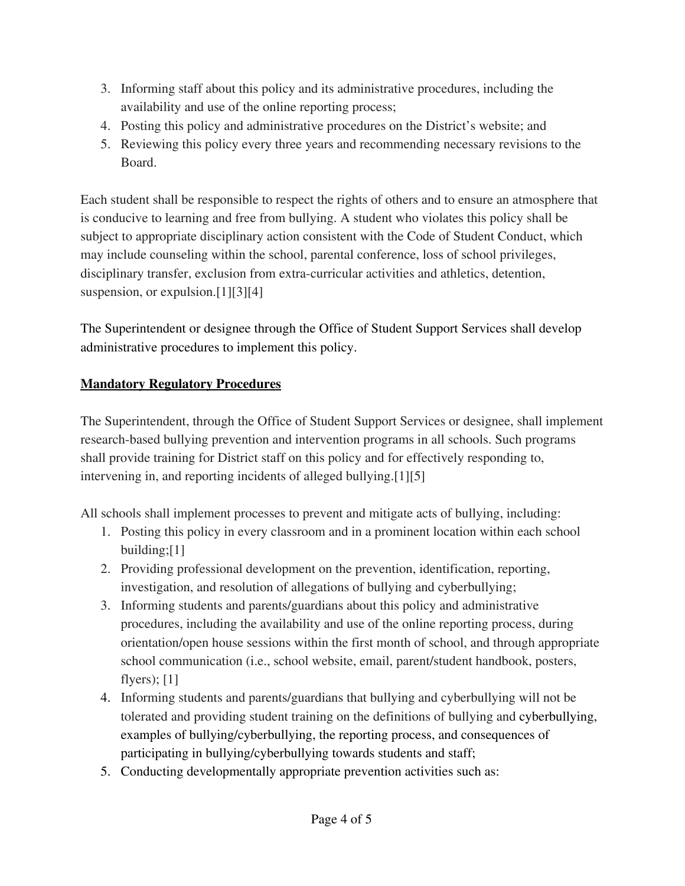3. Informing staff about this policy and its administrative procedures, including the availability and use of the online reporting process;
4. Posting this policy and administrative procedures on the District's website; and
5. Reviewing this policy every three years and recommending necessary revisions to the Board.

Each student shall be responsible to respect the rights of others and to ensure an atmosphere that is conducive to learning and free from bullying. A student who violates this policy shall be subject to appropriate disciplinary action consistent with the Code of Student Conduct, which may include counseling within the school, parental conference, loss of school privileges, disciplinary transfer, exclusion from extra-curricular activities and athletics, detention, suspension, or expulsion.[1][3][4]

The Superintendent or designee through the Office of Student Support Services shall develop administrative procedures to implement this policy.

**Mandatory Regulatory Procedures**

The Superintendent, through the Office of Student Support Services or designee, shall implement research-based bullying prevention and intervention programs in all schools. Such programs shall provide training for District staff on this policy and for effectively responding to, intervening in, and reporting incidents of alleged bullying.[1][5]

All schools shall implement processes to prevent and mitigate acts of bullying, including:

1. Posting this policy in every classroom and in a prominent location within each school building;[1]
2. Providing professional development on the prevention, identification, reporting, investigation, and resolution of allegations of bullying and cyberbullying;
3. Informing students and parents/guardians about this policy and administrative procedures, including the availability and use of the online reporting process, during orientation/open house sessions within the first month of school, and through appropriate school communication (i.e., school website, email, parent/student handbook, posters, flyers); [1]
4. Informing students and parents/guardians that bullying and cyberbullying will not be tolerated and providing student training on the definitions of bullying and cyberbullying, examples of bullying/cyberbullying, the reporting process, and consequences of participating in bullying/cyberbullying towards students and staff;
5. Conducting developmentally appropriate prevention activities such as: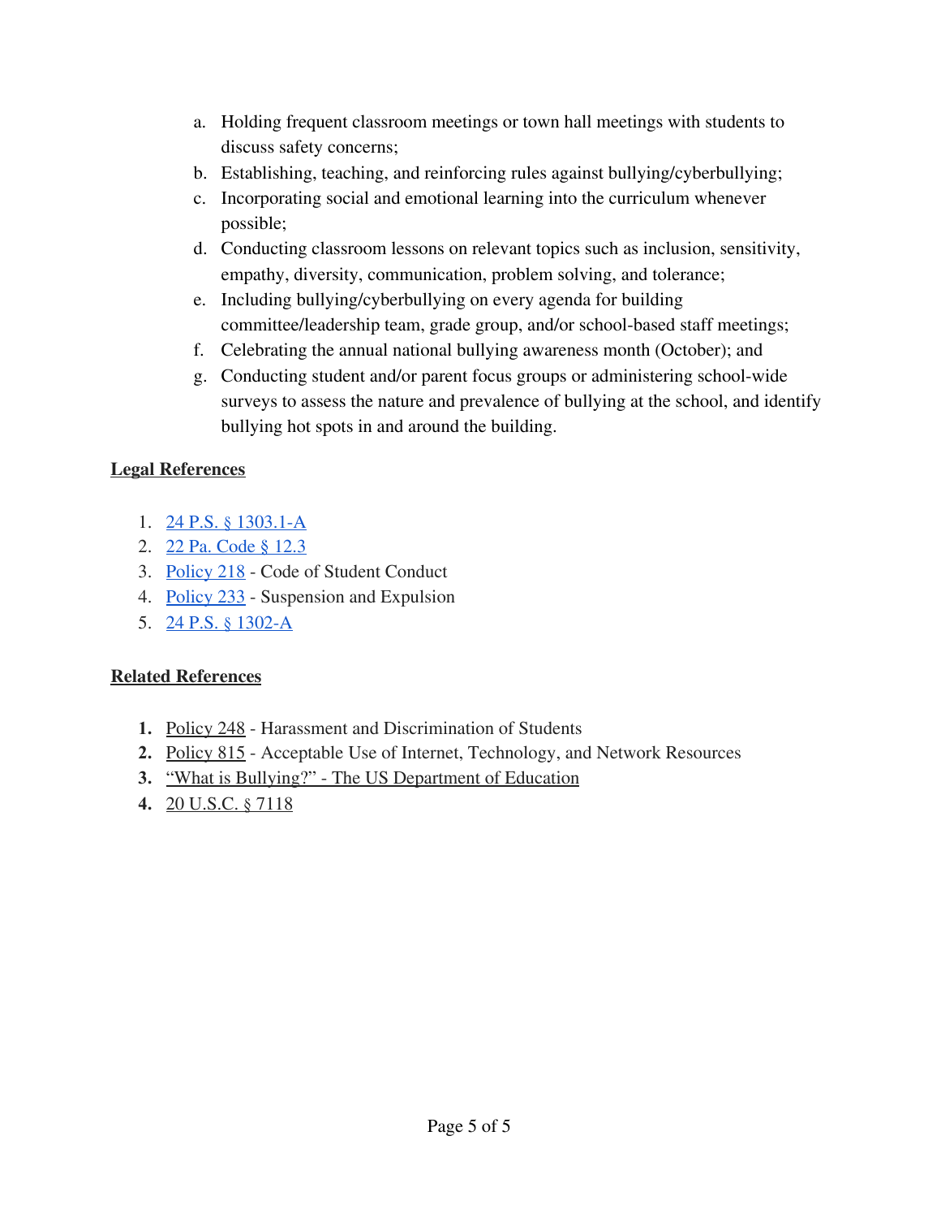a. Holding frequent classroom meetings or town hall meetings with students to discuss safety concerns;
b. Establishing, teaching, and reinforcing rules against bullying/cyberbullying;
c. Incorporating social and emotional learning into the curriculum whenever possible;
d. Conducting classroom lessons on relevant topics such as inclusion, sensitivity, empathy, diversity, communication, problem solving, and tolerance;
e. Including bullying/cyberbullying on every agenda for building committee/leadership team, grade group, and/or school-based staff meetings;
f. Celebrating the annual national bullying awareness month (October); and
g. Conducting student and/or parent focus groups or administering school-wide surveys to assess the nature and prevalence of bullying at the school, and identify bullying hot spots in and around the building.

**Legal References**

1. 24 P.S. § 1303.1-A
2. 22 Pa. Code § 12.3
3. Policy 218 - Code of Student Conduct
4. Policy 233 - Suspension and Expulsion
5. 24 P.S. § 1302-A

**Related References**

1. Policy 248 - Harassment and Discrimination of Students
2. Policy 815 - Acceptable Use of Internet, Technology, and Network Resources
3. "What is Bullying?" - The US Department of Education
4. 20 U.S.C. § 7118